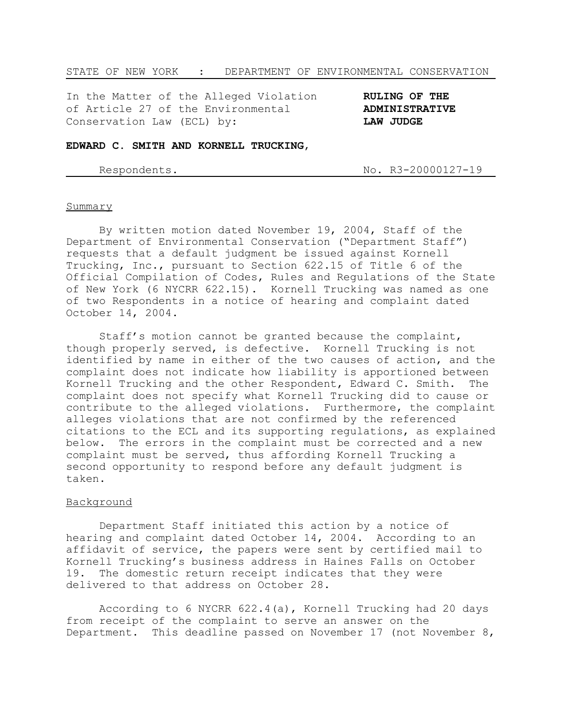STATE OF NEW YORK : DEPARTMENT OF ENVIRONMENTAL CONSERVATION

| In the Matter of the Alleged Violation of Article 27 of the Environmental Conservation Law (ECL) by: | **RULING OF THE ADMINISTRATIVE LAW JUDGE** |
|---|---|
| **EDWARD C. SMITH AND KORNELL TRUCKING,** | |
| Respondents. | No. R3-20000127-19 |

## Summary

By written motion dated November 19, 2004, Staff of the Department of Environmental Conservation ("Department Staff") requests that a default judgment be issued against Kornell Trucking, Inc., pursuant to Section 622.15 of Title 6 of the Official Compilation of Codes, Rules and Regulations of the State of New York (6 NYCRR 622.15). Kornell Trucking was named as one of two Respondents in a notice of hearing and complaint dated October 14, 2004.

Staff's motion cannot be granted because the complaint, though properly served, is defective. Kornell Trucking is not identified by name in either of the two causes of action, and the complaint does not indicate how liability is apportioned between Kornell Trucking and the other Respondent, Edward C. Smith. The complaint does not specify what Kornell Trucking did to cause or contribute to the alleged violations. Furthermore, the complaint alleges violations that are not confirmed by the referenced citations to the ECL and its supporting regulations, as explained below. The errors in the complaint must be corrected and a new complaint must be served, thus affording Kornell Trucking a second opportunity to respond before any default judgment is taken.

## Background

Department Staff initiated this action by a notice of hearing and complaint dated October 14, 2004. According to an affidavit of service, the papers were sent by certified mail to Kornell Trucking's business address in Haines Falls on October 19. The domestic return receipt indicates that they were delivered to that address on October 28.

According to 6 NYCRR 622.4(a), Kornell Trucking had 20 days from receipt of the complaint to serve an answer on the Department. This deadline passed on November 17 (not November 8,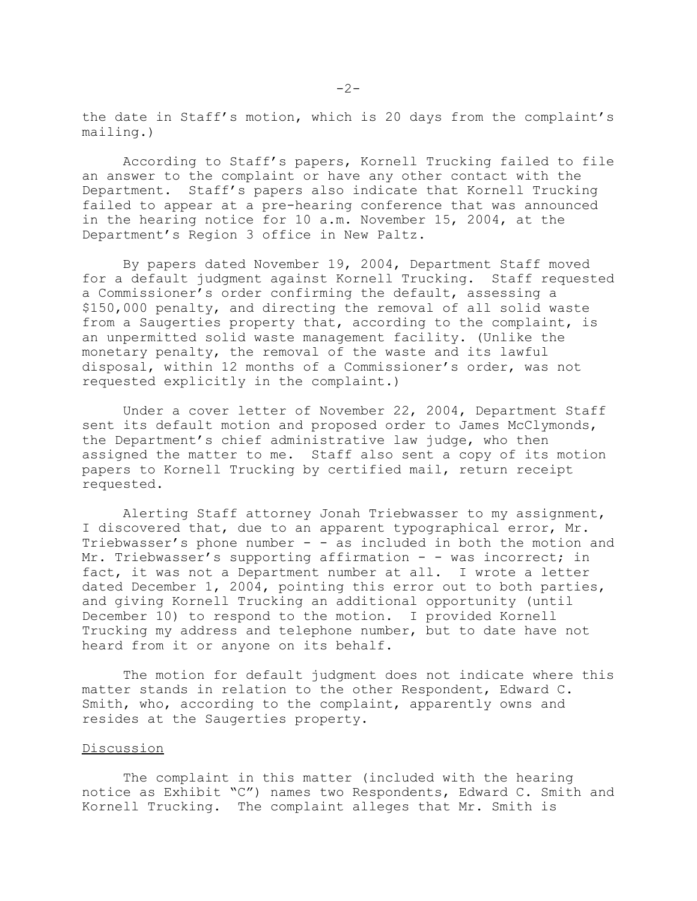the date in Staff's motion, which is 20 days from the complaint's mailing.)

According to Staff's papers, Kornell Trucking failed to file an answer to the complaint or have any other contact with the Department. Staff's papers also indicate that Kornell Trucking failed to appear at a pre-hearing conference that was announced in the hearing notice for 10 a.m. November 15, 2004, at the Department's Region 3 office in New Paltz.

By papers dated November 19, 2004, Department Staff moved for a default judgment against Kornell Trucking. Staff requested a Commissioner's order confirming the default, assessing a $150,000 penalty, and directing the removal of all solid waste from a Saugerties property that, according to the complaint, is an unpermitted solid waste management facility. (Unlike the monetary penalty, the removal of the waste and its lawful disposal, within 12 months of a Commissioner's order, was not requested explicitly in the complaint.)

Under a cover letter of November 22, 2004, Department Staff sent its default motion and proposed order to James McClymonds, the Department's chief administrative law judge, who then assigned the matter to me. Staff also sent a copy of its motion papers to Kornell Trucking by certified mail, return receipt requested.

Alerting Staff attorney Jonah Triebwasser to my assignment, I discovered that, due to an apparent typographical error, Mr. Triebwasser's phone number - - as included in both the motion and Mr. Triebwasser's supporting affirmation - - was incorrect; in fact, it was not a Department number at all. I wrote a letter dated December 1, 2004, pointing this error out to both parties, and giving Kornell Trucking an additional opportunity (until December 10) to respond to the motion. I provided Kornell Trucking my address and telephone number, but to date have not heard from it or anyone on its behalf.

The motion for default judgment does not indicate where this matter stands in relation to the other Respondent, Edward C. Smith, who, according to the complaint, apparently owns and resides at the Saugerties property.

## Discussion

The complaint in this matter (included with the hearing notice as Exhibit "C") names two Respondents, Edward C. Smith and Kornell Trucking. The complaint alleges that Mr. Smith is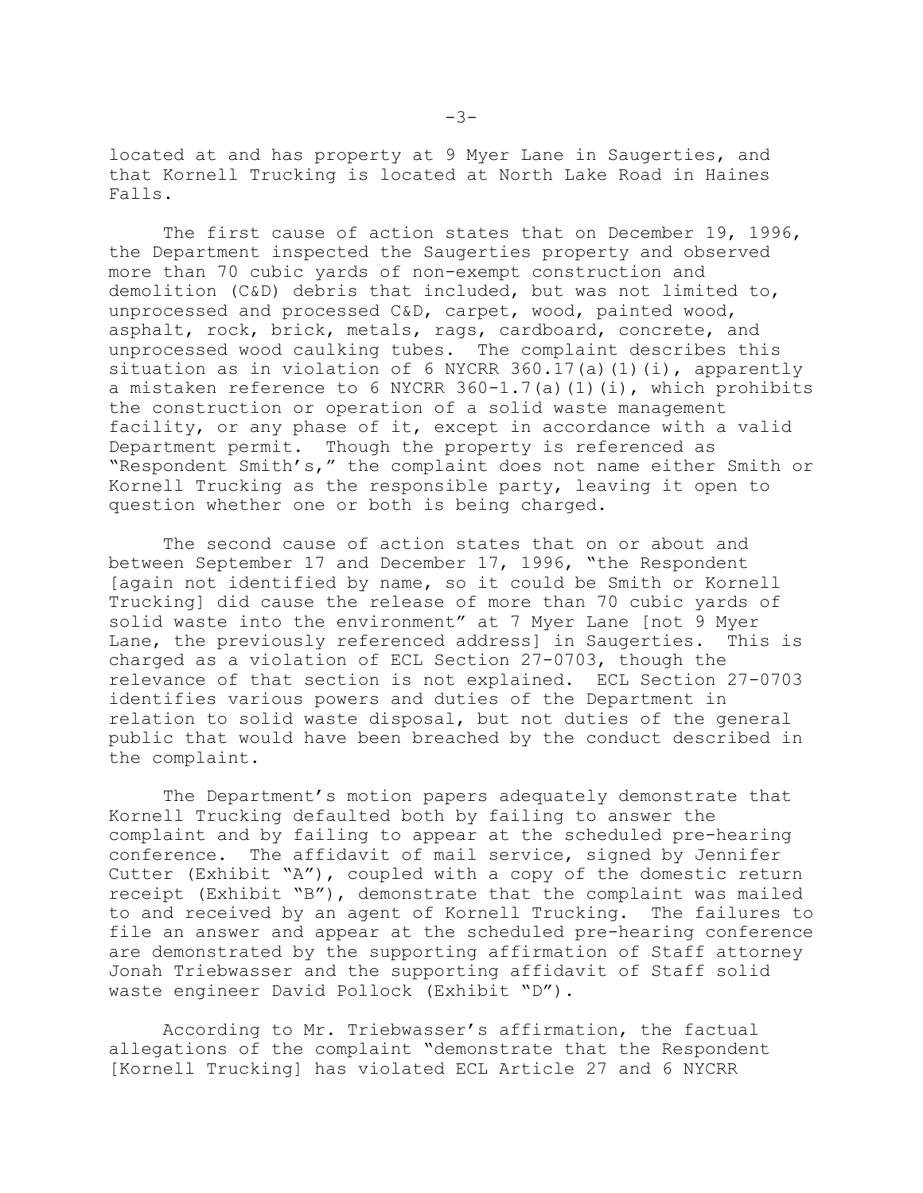located at and has property at 9 Myer Lane in Saugerties, and that Kornell Trucking is located at North Lake Road in Haines Falls.

The first cause of action states that on December 19, 1996, the Department inspected the Saugerties property and observed more than 70 cubic yards of non-exempt construction and demolition (C&D) debris that included, but was not limited to, unprocessed and processed C&D, carpet, wood, painted wood, asphalt, rock, brick, metals, rags, cardboard, concrete, and unprocessed wood caulking tubes. The complaint describes this situation as in violation of 6 NYCRR 360.17(a)(1)(i), apparently a mistaken reference to 6 NYCRR 360-1.7(a)(1)(i), which prohibits the construction or operation of a solid waste management facility, or any phase of it, except in accordance with a valid Department permit. Though the property is referenced as "Respondent Smith's," the complaint does not name either Smith or Kornell Trucking as the responsible party, leaving it open to question whether one or both is being charged.

The second cause of action states that on or about and between September 17 and December 17, 1996, "the Respondent [again not identified by name, so it could be Smith or Kornell Trucking] did cause the release of more than 70 cubic yards of solid waste into the environment" at 7 Myer Lane [not 9 Myer Lane, the previously referenced address] in Saugerties. This is charged as a violation of ECL Section 27-0703, though the relevance of that section is not explained. ECL Section 27-0703 identifies various powers and duties of the Department in relation to solid waste disposal, but not duties of the general public that would have been breached by the conduct described in the complaint.

The Department's motion papers adequately demonstrate that Kornell Trucking defaulted both by failing to answer the complaint and by failing to appear at the scheduled pre-hearing conference. The affidavit of mail service, signed by Jennifer Cutter (Exhibit "A"), coupled with a copy of the domestic return receipt (Exhibit "B"), demonstrate that the complaint was mailed to and received by an agent of Kornell Trucking. The failures to file an answer and appear at the scheduled pre-hearing conference are demonstrated by the supporting affirmation of Staff attorney Jonah Triebwasser and the supporting affidavit of Staff solid waste engineer David Pollock (Exhibit "D").

According to Mr. Triebwasser's affirmation, the factual allegations of the complaint "demonstrate that the Respondent [Kornell Trucking] has violated ECL Article 27 and 6 NYCRR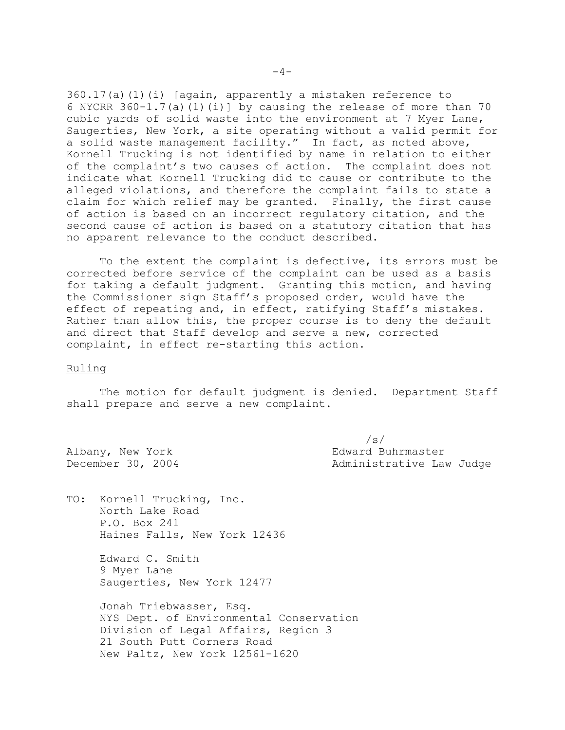360.17(a)(1)(i) [again, apparently a mistaken reference to 6 NYCRR 360-1.7(a)(1)(i)] by causing the release of more than 70 cubic yards of solid waste into the environment at 7 Myer Lane, Saugerties, New York, a site operating without a valid permit for a solid waste management facility." In fact, as noted above, Kornell Trucking is not identified by name in relation to either of the complaint's two causes of action. The complaint does not indicate what Kornell Trucking did to cause or contribute to the alleged violations, and therefore the complaint fails to state a claim for which relief may be granted. Finally, the first cause of action is based on an incorrect regulatory citation, and the second cause of action is based on a statutory citation that has no apparent relevance to the conduct described.

To the extent the complaint is defective, its errors must be corrected before service of the complaint can be used as a basis for taking a default judgment. Granting this motion, and having the Commissioner sign Staff's proposed order, would have the effect of repeating and, in effect, ratifying Staff's mistakes. Rather than allow this, the proper course is to deny the default and direct that Staff develop and serve a new, corrected complaint, in effect re-starting this action.

## Ruling

The motion for default judgment is denied. Department Staff shall prepare and serve a new complaint.

/s/
Edward Buhrmaster
Administrative Law Judge

Albany, New York
December 30, 2004

TO: Kornell Trucking, Inc.
North Lake Road
P.O. Box 241
Haines Falls, New York 12436

Edward C. Smith
9 Myer Lane
Saugerties, New York 12477

Jonah Triebwasser, Esq.
NYS Dept. of Environmental Conservation
Division of Legal Affairs, Region 3
21 South Putt Corners Road
New Paltz, New York 12561-1620